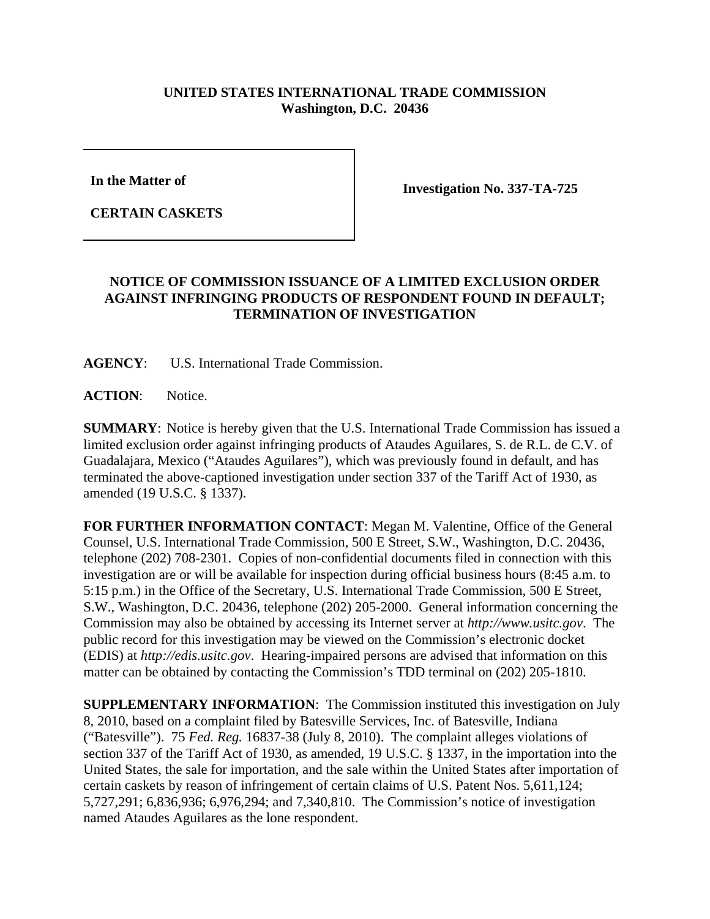**UNITED STATES INTERNATIONAL TRADE COMMISSION**
**Washington, D.C. 20436**

| **In the Matter of**<br><br>**CERTAIN CASKETS** | **Investigation No. 337-TA-725** |
|---|---|

## NOTICE OF COMMISSION ISSUANCE OF A LIMITED EXCLUSION ORDER AGAINST INFRINGING PRODUCTS OF RESPONDENT FOUND IN DEFAULT; TERMINATION OF INVESTIGATION

**AGENCY**: U.S. International Trade Commission.

**ACTION**: Notice.

**SUMMARY**: Notice is hereby given that the U.S. International Trade Commission has issued a limited exclusion order against infringing products of Ataudes Aguilares, S. de R.L. de C.V. of Guadalajara, Mexico ("Ataudes Aguilares"), which was previously found in default, and has terminated the above-captioned investigation under section 337 of the Tariff Act of 1930, as amended (19 U.S.C. § 1337).

**FOR FURTHER INFORMATION CONTACT**: Megan M. Valentine, Office of the General Counsel, U.S. International Trade Commission, 500 E Street, S.W., Washington, D.C. 20436, telephone (202) 708-2301. Copies of non-confidential documents filed in connection with this investigation are or will be available for inspection during official business hours (8:45 a.m. to 5:15 p.m.) in the Office of the Secretary, U.S. International Trade Commission, 500 E Street, S.W., Washington, D.C. 20436, telephone (202) 205-2000. General information concerning the Commission may also be obtained by accessing its Internet server at *http://www.usitc.gov*. The public record for this investigation may be viewed on the Commission's electronic docket (EDIS) at *http://edis.usitc.gov*. Hearing-impaired persons are advised that information on this matter can be obtained by contacting the Commission's TDD terminal on (202) 205-1810.

**SUPPLEMENTARY INFORMATION**: The Commission instituted this investigation on July 8, 2010, based on a complaint filed by Batesville Services, Inc. of Batesville, Indiana ("Batesville"). 75 *Fed. Reg.* 16837-38 (July 8, 2010). The complaint alleges violations of section 337 of the Tariff Act of 1930, as amended, 19 U.S.C. § 1337, in the importation into the United States, the sale for importation, and the sale within the United States after importation of certain caskets by reason of infringement of certain claims of U.S. Patent Nos. 5,611,124; 5,727,291; 6,836,936; 6,976,294; and 7,340,810. The Commission's notice of investigation named Ataudes Aguilares as the lone respondent.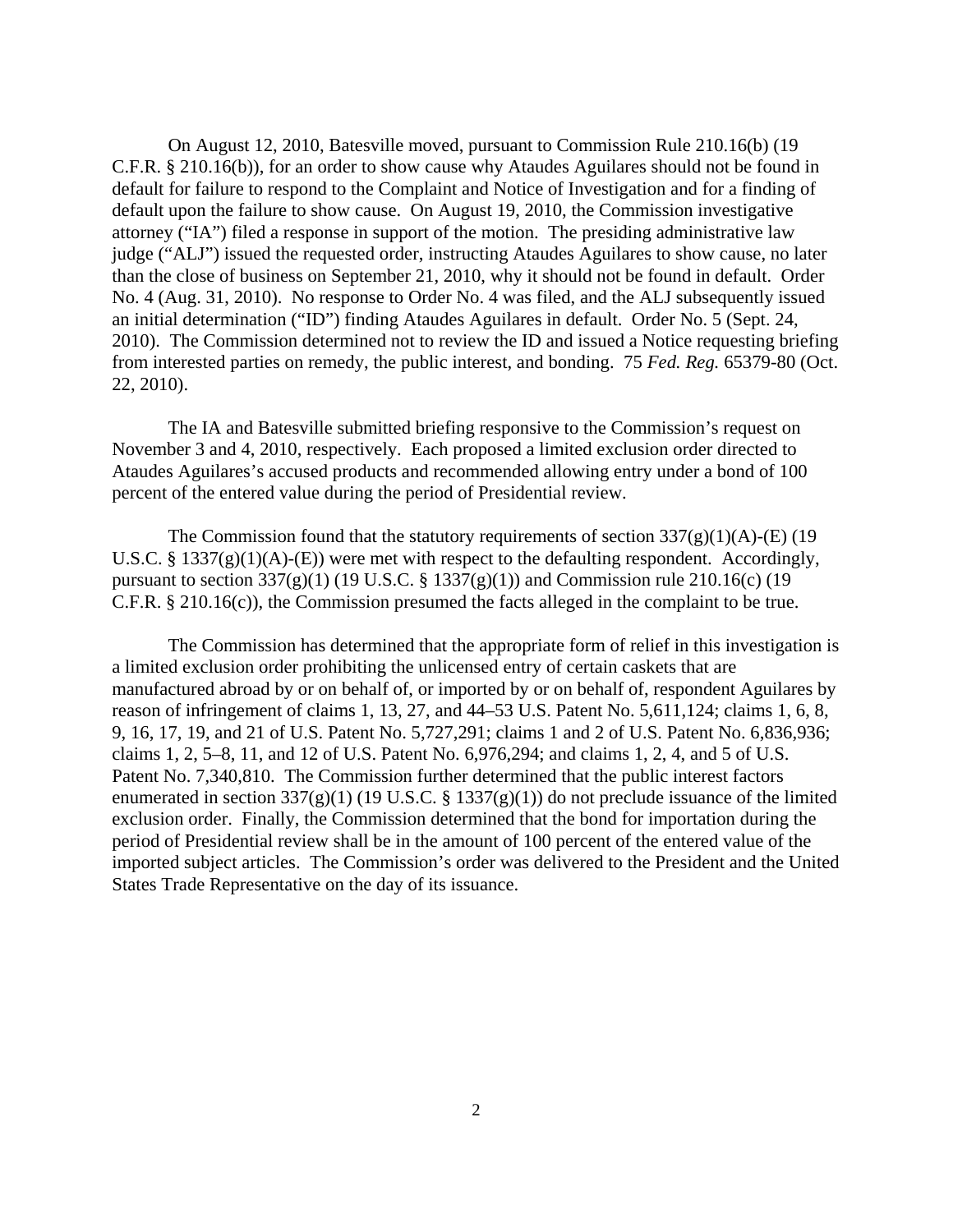On August 12, 2010, Batesville moved, pursuant to Commission Rule 210.16(b) (19 C.F.R. § 210.16(b)), for an order to show cause why Ataudes Aguilares should not be found in default for failure to respond to the Complaint and Notice of Investigation and for a finding of default upon the failure to show cause. On August 19, 2010, the Commission investigative attorney ("IA") filed a response in support of the motion. The presiding administrative law judge ("ALJ") issued the requested order, instructing Ataudes Aguilares to show cause, no later than the close of business on September 21, 2010, why it should not be found in default. Order No. 4 (Aug. 31, 2010). No response to Order No. 4 was filed, and the ALJ subsequently issued an initial determination ("ID") finding Ataudes Aguilares in default. Order No. 5 (Sept. 24, 2010). The Commission determined not to review the ID and issued a Notice requesting briefing from interested parties on remedy, the public interest, and bonding. 75 *Fed. Reg.* 65379-80 (Oct. 22, 2010).

The IA and Batesville submitted briefing responsive to the Commission's request on November 3 and 4, 2010, respectively. Each proposed a limited exclusion order directed to Ataudes Aguilares's accused products and recommended allowing entry under a bond of 100 percent of the entered value during the period of Presidential review.

The Commission found that the statutory requirements of section 337(g)(1)(A)-(E) (19 U.S.C. § 1337(g)(1)(A)-(E)) were met with respect to the defaulting respondent. Accordingly, pursuant to section 337(g)(1) (19 U.S.C. § 1337(g)(1)) and Commission rule 210.16(c) (19 C.F.R. § 210.16(c)), the Commission presumed the facts alleged in the complaint to be true.

The Commission has determined that the appropriate form of relief in this investigation is a limited exclusion order prohibiting the unlicensed entry of certain caskets that are manufactured abroad by or on behalf of, or imported by or on behalf of, respondent Aguilares by reason of infringement of claims 1, 13, 27, and 44–53 U.S. Patent No. 5,611,124; claims 1, 6, 8, 9, 16, 17, 19, and 21 of U.S. Patent No. 5,727,291; claims 1 and 2 of U.S. Patent No. 6,836,936; claims 1, 2, 5–8, 11, and 12 of U.S. Patent No. 6,976,294; and claims 1, 2, 4, and 5 of U.S. Patent No. 7,340,810. The Commission further determined that the public interest factors enumerated in section 337(g)(1) (19 U.S.C. § 1337(g)(1)) do not preclude issuance of the limited exclusion order. Finally, the Commission determined that the bond for importation during the period of Presidential review shall be in the amount of 100 percent of the entered value of the imported subject articles. The Commission's order was delivered to the President and the United States Trade Representative on the day of its issuance.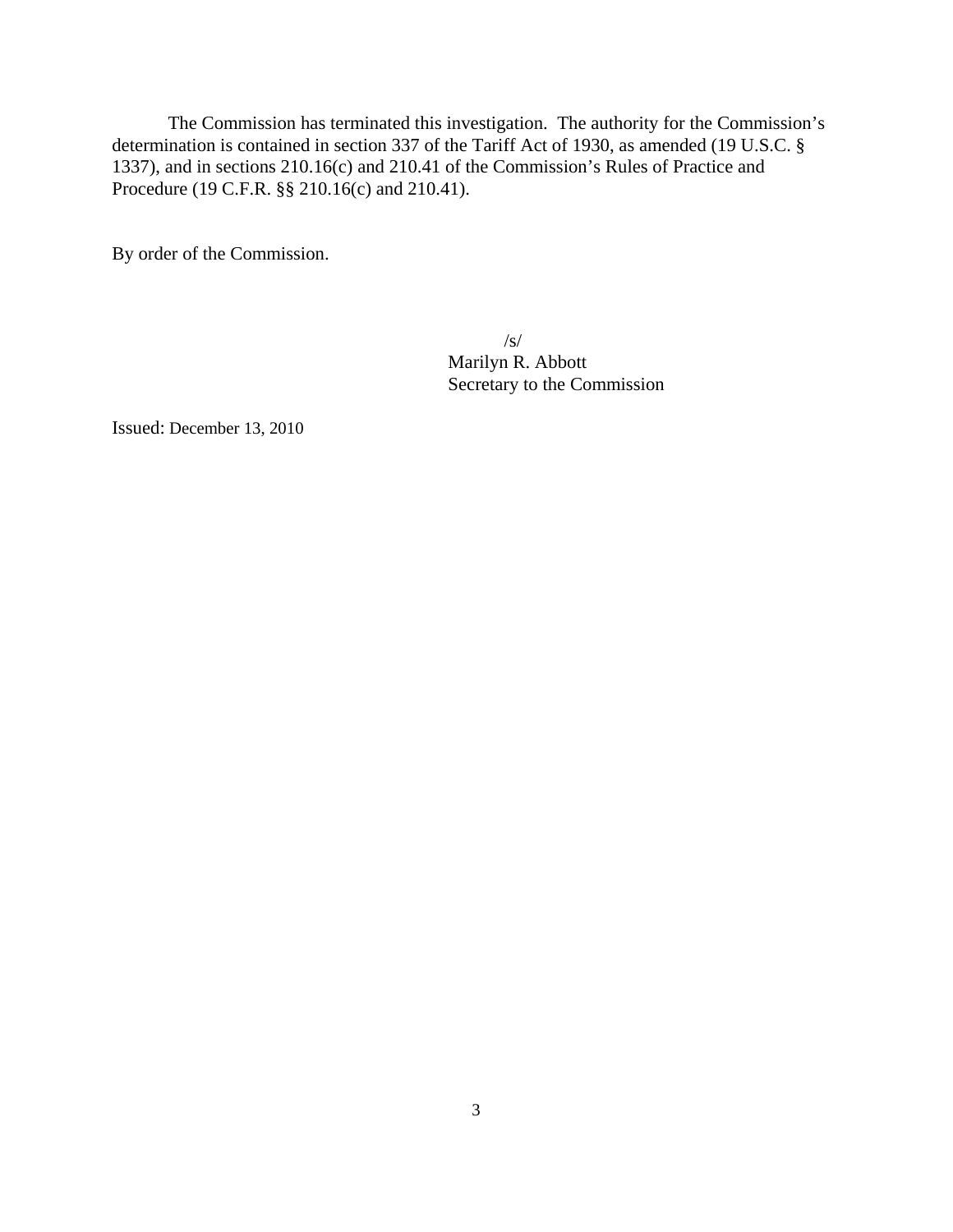The Commission has terminated this investigation. The authority for the Commission's determination is contained in section 337 of the Tariff Act of 1930, as amended (19 U.S.C. § 1337), and in sections 210.16(c) and 210.41 of the Commission's Rules of Practice and Procedure (19 C.F.R. §§ 210.16(c) and 210.41).

By order of the Commission.

/s/
Marilyn R. Abbott
Secretary to the Commission

Issued: December 13, 2010